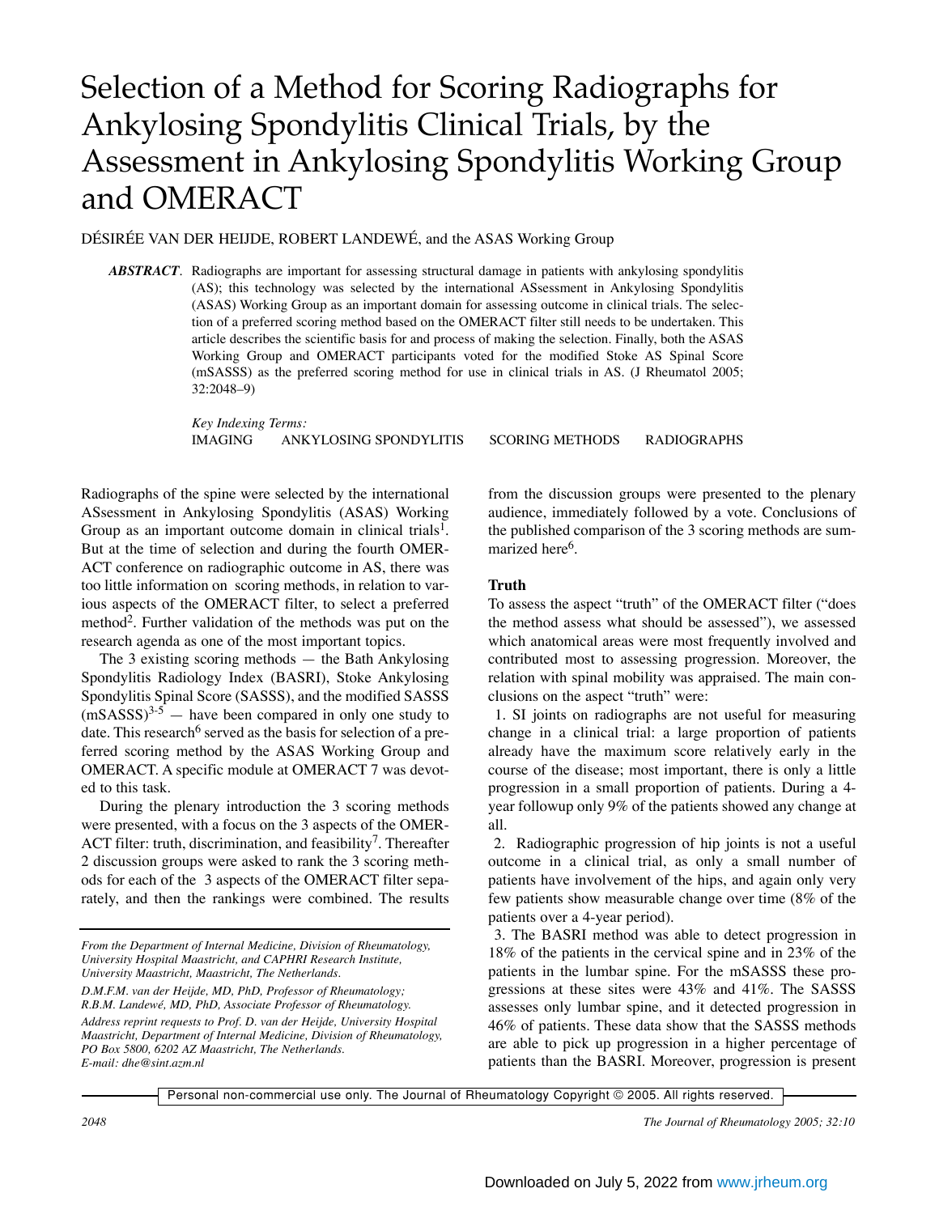# Selection of a Method for Scoring Radiographs for Ankylosing Spondylitis Clinical Trials, by the Assessment in Ankylosing Spondylitis Working Group and OMERACT

DÉSIRÉE VAN DER HEIJDE, ROBERT LANDEWÉ, and the ASAS Working Group

***ABSTRACT***. Radiographs are important for assessing structural damage in patients with ankylosing spondylitis (AS); this technology was selected by the international ASsessment in Ankylosing Spondylitis (ASAS) Working Group as an important domain for assessing outcome in clinical trials. The selection of a preferred scoring method based on the OMERACT filter still needs to be undertaken. This article describes the scientific basis for and process of making the selection. Finally, both the ASAS Working Group and OMERACT participants voted for the modified Stoke AS Spinal Score (mSASSS) as the preferred scoring method for use in clinical trials in AS. (J Rheumatol 2005; 32:2048–9)

*Key Indexing Terms:*
IMAGING ANKYLOSING SPONDYLITIS SCORING METHODS RADIOGRAPHS

Radiographs of the spine were selected by the international ASsessment in Ankylosing Spondylitis (ASAS) Working Group as an important outcome domain in clinical trials[1]. But at the time of selection and during the fourth OMERACT conference on radiographic outcome in AS, there was too little information on scoring methods, in relation to various aspects of the OMERACT filter, to select a preferred method[2]. Further validation of the methods was put on the research agenda as one of the most important topics.

The 3 existing scoring methods — the Bath Ankylosing Spondylitis Radiology Index (BASRI), Stoke Ankylosing Spondylitis Spinal Score (SASSS), and the modified SASSS (mSASSS)[3-5] — have been compared in only one study to date. This research[6] served as the basis for selection of a preferred scoring method by the ASAS Working Group and OMERACT. A specific module at OMERACT 7 was devoted to this task.

During the plenary introduction the 3 scoring methods were presented, with a focus on the 3 aspects of the OMERACT filter: truth, discrimination, and feasibility[7]. Thereafter 2 discussion groups were asked to rank the 3 scoring methods for each of the 3 aspects of the OMERACT filter separately, and then the rankings were combined. The results from the discussion groups were presented to the plenary audience, immediately followed by a vote. Conclusions of the published comparison of the 3 scoring methods are summarized here[6].

*From the Department of Internal Medicine, Division of Rheumatology, University Hospital Maastricht, and CAPHRI Research Institute, University Maastricht, Maastricht, The Netherlands.*

*D.M.F.M. van der Heijde, MD, PhD, Professor of Rheumatology; R.B.M. Landewé, MD, PhD, Associate Professor of Rheumatology.*

*Address reprint requests to Prof. D. van der Heijde, University Hospital Maastricht, Department of Internal Medicine, Division of Rheumatology, PO Box 5800, 6202 AZ Maastricht, The Netherlands. E-mail: dhe@sint.azm.nl*

## Truth

To assess the aspect "truth" of the OMERACT filter ("does the method assess what should be assessed"), we assessed which anatomical areas were most frequently involved and contributed most to assessing progression. Moreover, the relation with spinal mobility was appraised. The main conclusions on the aspect "truth" were:

1. SI joints on radiographs are not useful for measuring change in a clinical trial: a large proportion of patients already have the maximum score relatively early in the course of the disease; most important, there is only a little progression in a small proportion of patients. During a 4-year followup only 9% of the patients showed any change at all.

2. Radiographic progression of hip joints is not a useful outcome in a clinical trial, as only a small number of patients have involvement of the hips, and again only very few patients show measurable change over time (8% of the patients over a 4-year period).

3. The BASRI method was able to detect progression in 18% of the patients in the cervical spine and in 23% of the patients in the lumbar spine. For the mSASSS these progressions at these sites were 43% and 41%. The SASSS assesses only lumbar spine, and it detected progression in 46% of patients. These data show that the SASSS methods are able to pick up progression in a higher percentage of patients than the BASRI. Moreover, progression is present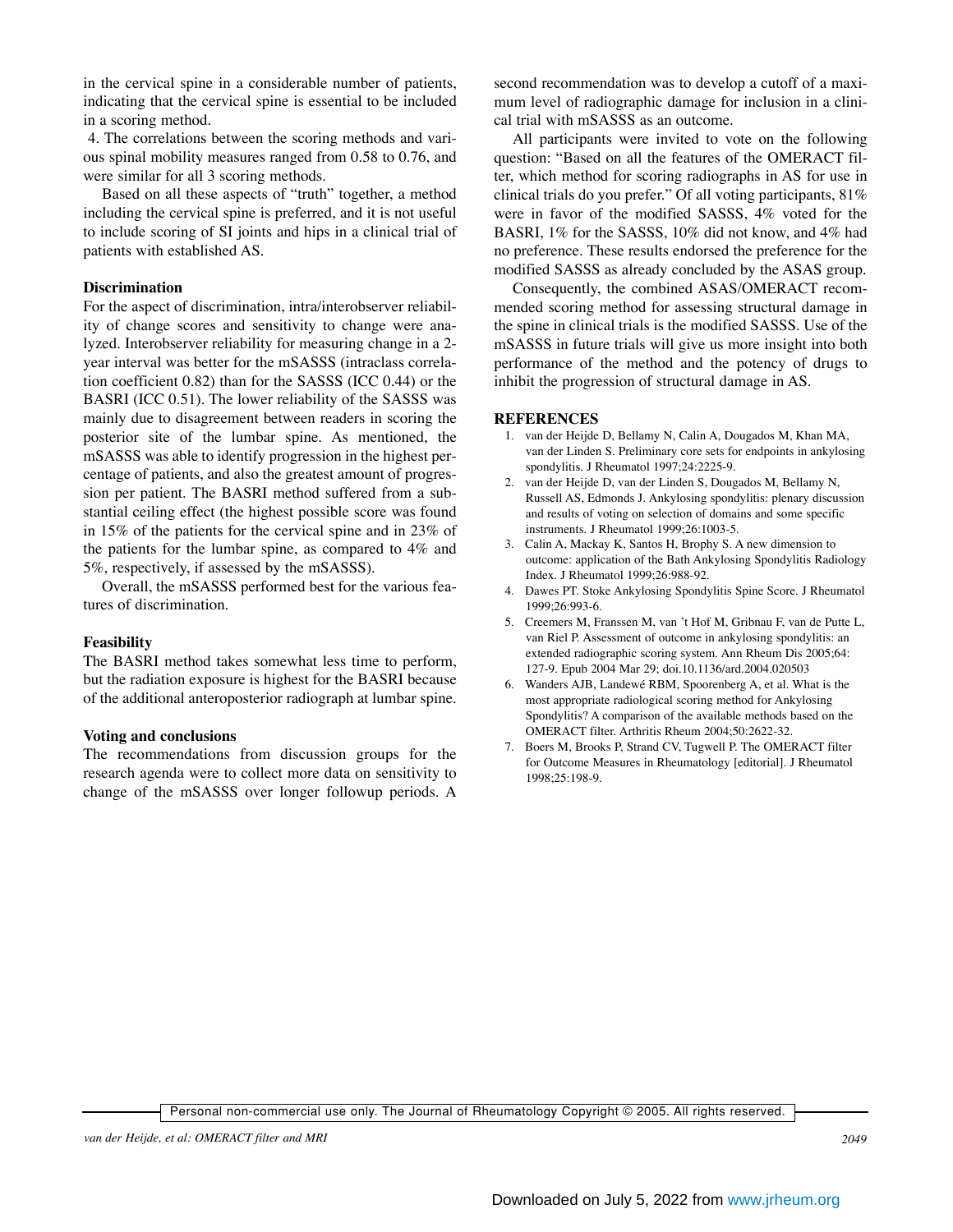in the cervical spine in a considerable number of patients, indicating that the cervical spine is essential to be included in a scoring method.

4. The correlations between the scoring methods and various spinal mobility measures ranged from 0.58 to 0.76, and were similar for all 3 scoring methods.

Based on all these aspects of "truth" together, a method including the cervical spine is preferred, and it is not useful to include scoring of SI joints and hips in a clinical trial of patients with established AS.

### Discrimination

For the aspect of discrimination, intra/interobserver reliability of change scores and sensitivity to change were analyzed. Interobserver reliability for measuring change in a 2-year interval was better for the mSASSS (intraclass correlation coefficient 0.82) than for the SASSS (ICC 0.44) or the BASRI (ICC 0.51). The lower reliability of the SASSS was mainly due to disagreement between readers in scoring the posterior site of the lumbar spine. As mentioned, the mSASSS was able to identify progression in the highest percentage of patients, and also the greatest amount of progression per patient. The BASRI method suffered from a substantial ceiling effect (the highest possible score was found in 15% of the patients for the cervical spine and in 23% of the patients for the lumbar spine, as compared to 4% and 5%, respectively, if assessed by the mSASSS).

Overall, the mSASSS performed best for the various features of discrimination.

### Feasibility

The BASRI method takes somewhat less time to perform, but the radiation exposure is highest for the BASRI because of the additional anteroposterior radiograph at lumbar spine.

### Voting and conclusions

The recommendations from discussion groups for the research agenda were to collect more data on sensitivity to change of the mSASSS over longer followup periods. A second recommendation was to develop a cutoff of a maximum level of radiographic damage for inclusion in a clinical trial with mSASSS as an outcome.

All participants were invited to vote on the following question: "Based on all the features of the OMERACT filter, which method for scoring radiographs in AS for use in clinical trials do you prefer." Of all voting participants, 81% were in favor of the modified SASSS, 4% voted for the BASRI, 1% for the SASSS, 10% did not know, and 4% had no preference. These results endorsed the preference for the modified SASSS as already concluded by the ASAS group.

Consequently, the combined ASAS/OMERACT recommended scoring method for assessing structural damage in the spine in clinical trials is the modified SASSS. Use of the mSASSS in future trials will give us more insight into both performance of the method and the potency of drugs to inhibit the progression of structural damage in AS.

### REFERENCES

1. van der Heijde D, Bellamy N, Calin A, Dougados M, Khan MA, van der Linden S. Preliminary core sets for endpoints in ankylosing spondylitis. J Rheumatol 1997;24:2225-9.
2. van der Heijde D, van der Linden S, Dougados M, Bellamy N, Russell AS, Edmonds J. Ankylosing spondylitis: plenary discussion and results of voting on selection of domains and some specific instruments. J Rheumatol 1999;26:1003-5.
3. Calin A, Mackay K, Santos H, Brophy S. A new dimension to outcome: application of the Bath Ankylosing Spondylitis Radiology Index. J Rheumatol 1999;26:988-92.
4. Dawes PT. Stoke Ankylosing Spondylitis Spine Score. J Rheumatol 1999;26:993-6.
5. Creemers M, Franssen M, van 't Hof M, Gribnau F, van de Putte L, van Riel P. Assessment of outcome in ankylosing spondylitis: an extended radiographic scoring system. Ann Rheum Dis 2005;64: 127-9. Epub 2004 Mar 29; doi.10.1136/ard.2004.020503
6. Wanders AJB, Landewé RBM, Spoorenberg A, et al. What is the most appropriate radiological scoring method for Ankylosing Spondylitis? A comparison of the available methods based on the OMERACT filter. Arthritis Rheum 2004;50:2622-32.
7. Boers M, Brooks P, Strand CV, Tugwell P. The OMERACT filter for Outcome Measures in Rheumatology [editorial]. J Rheumatol 1998;25:198-9.